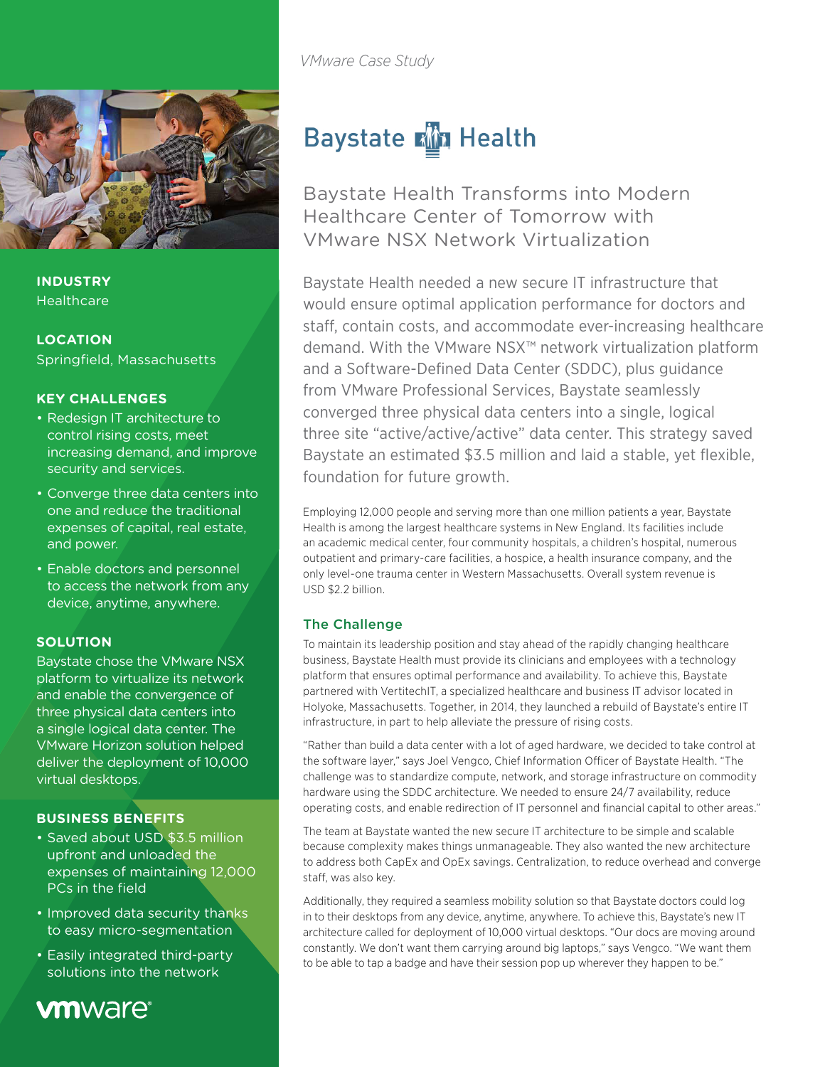*VMware Case Study*

# Baystate Health

## Baystate Health Transforms into Modern Healthcare Center of Tomorrow with VMware NSX Network Virtualization

**INDUSTRY**
Healthcare

**LOCATION**
Springfield, Massachusetts

**KEY CHALLENGES**

- Redesign IT architecture to control rising costs, meet increasing demand, and improve security and services.
- Converge three data centers into one and reduce the traditional expenses of capital, real estate, and power.
- Enable doctors and personnel to access the network from any device, anytime, anywhere.

**SOLUTION**

Baystate chose the VMware NSX platform to virtualize its network and enable the convergence of three physical data centers into a single logical data center. The VMware Horizon solution helped deliver the deployment of 10,000 virtual desktops.

**BUSINESS BENEFITS**

- Saved about USD $3.5 million upfront and unloaded the expenses of maintaining 12,000 PCs in the field
- Improved data security thanks to easy micro-segmentation
- Easily integrated third-party solutions into the network

Baystate Health needed a new secure IT infrastructure that would ensure optimal application performance for doctors and staff, contain costs, and accommodate ever-increasing healthcare demand. With the VMware NSX™ network virtualization platform and a Software-Defined Data Center (SDDC), plus guidance from VMware Professional Services, Baystate seamlessly converged three physical data centers into a single, logical three site "active/active/active" data center. This strategy saved Baystate an estimated $3.5 million and laid a stable, yet flexible, foundation for future growth.

Employing 12,000 people and serving more than one million patients a year, Baystate Health is among the largest healthcare systems in New England. Its facilities include an academic medical center, four community hospitals, a children's hospital, numerous outpatient and primary-care facilities, a hospice, a health insurance company, and the only level-one trauma center in Western Massachusetts. Overall system revenue is USD $2.2 billion.

### The Challenge

To maintain its leadership position and stay ahead of the rapidly changing healthcare business, Baystate Health must provide its clinicians and employees with a technology platform that ensures optimal performance and availability. To achieve this, Baystate partnered with VertitechIT, a specialized healthcare and business IT advisor located in Holyoke, Massachusetts. Together, in 2014, they launched a rebuild of Baystate's entire IT infrastructure, in part to help alleviate the pressure of rising costs.

"Rather than build a data center with a lot of aged hardware, we decided to take control at the software layer," says Joel Vengco, Chief Information Officer of Baystate Health. "The challenge was to standardize compute, network, and storage infrastructure on commodity hardware using the SDDC architecture. We needed to ensure 24/7 availability, reduce operating costs, and enable redirection of IT personnel and financial capital to other areas."

The team at Baystate wanted the new secure IT architecture to be simple and scalable because complexity makes things unmanageable. They also wanted the new architecture to address both CapEx and OpEx savings. Centralization, to reduce overhead and converge staff, was also key.

Additionally, they required a seamless mobility solution so that Baystate doctors could log in to their desktops from any device, anytime, anywhere. To achieve this, Baystate's new IT architecture called for deployment of 10,000 virtual desktops. "Our docs are moving around constantly. We don't want them carrying around big laptops," says Vengco. "We want them to be able to tap a badge and have their session pop up wherever they happen to be."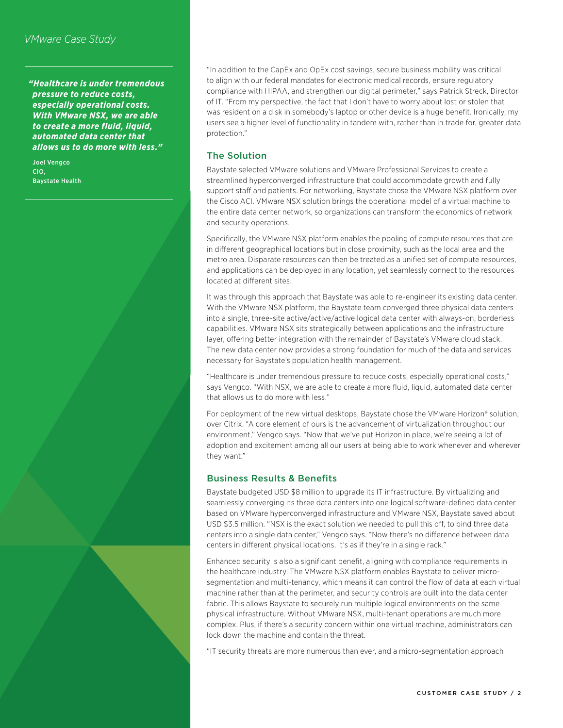> ***"Healthcare is under tremendous pressure to reduce costs, especially operational costs. With VMware NSX, we are able to create a more fluid, liquid, automated data center that allows us to do more with less."***
>
> Joel Vengco
> CIO,
> Baystate Health

"In addition to the CapEx and OpEx cost savings, secure business mobility was critical to align with our federal mandates for electronic medical records, ensure regulatory compliance with HIPAA, and strengthen our digital perimeter," says Patrick Streck, Director of IT. "From my perspective, the fact that I don't have to worry about lost or stolen that was resident on a disk in somebody's laptop or other device is a huge benefit. Ironically, my users see a higher level of functionality in tandem with, rather than in trade for, greater data protection."

## The Solution

Baystate selected VMware solutions and VMware Professional Services to create a streamlined hyperconverged infrastructure that could accommodate growth and fully support staff and patients. For networking, Baystate chose the VMware NSX platform over the Cisco ACI. VMware NSX solution brings the operational model of a virtual machine to the entire data center network, so organizations can transform the economics of network and security operations.

Specifically, the VMware NSX platform enables the pooling of compute resources that are in different geographical locations but in close proximity, such as the local area and the metro area. Disparate resources can then be treated as a unified set of compute resources, and applications can be deployed in any location, yet seamlessly connect to the resources located at different sites.

It was through this approach that Baystate was able to re-engineer its existing data center. With the VMware NSX platform, the Baystate team converged three physical data centers into a single, three-site active/active/active logical data center with always-on, borderless capabilities. VMware NSX sits strategically between applications and the infrastructure layer, offering better integration with the remainder of Baystate's VMware cloud stack. The new data center now provides a strong foundation for much of the data and services necessary for Baystate's population health management.

"Healthcare is under tremendous pressure to reduce costs, especially operational costs," says Vengco. "With NSX, we are able to create a more fluid, liquid, automated data center that allows us to do more with less."

For deployment of the new virtual desktops, Baystate chose the VMware Horizon® solution, over Citrix. "A core element of ours is the advancement of virtualization throughout our environment," Vengco says. "Now that we've put Horizon in place, we're seeing a lot of adoption and excitement among all our users at being able to work whenever and wherever they want."

## Business Results & Benefits

Baystate budgeted USD $8 million to upgrade its IT infrastructure. By virtualizing and seamlessly converging its three data centers into one logical software-defined data center based on VMware hyperconverged infrastructure and VMware NSX, Baystate saved about USD $3.5 million. "NSX is the exact solution we needed to pull this off, to bind three data centers into a single data center," Vengco says. "Now there's no difference between data centers in different physical locations. It's as if they're in a single rack."

Enhanced security is also a significant benefit, aligning with compliance requirements in the healthcare industry. The VMware NSX platform enables Baystate to deliver micro-segmentation and multi-tenancy, which means it can control the flow of data at each virtual machine rather than at the perimeter, and security controls are built into the data center fabric. This allows Baystate to securely run multiple logical environments on the same physical infrastructure. Without VMware NSX, multi-tenant operations are much more complex. Plus, if there's a security concern within one virtual machine, administrators can lock down the machine and contain the threat.

"IT security threats are more numerous than ever, and a micro-segmentation approach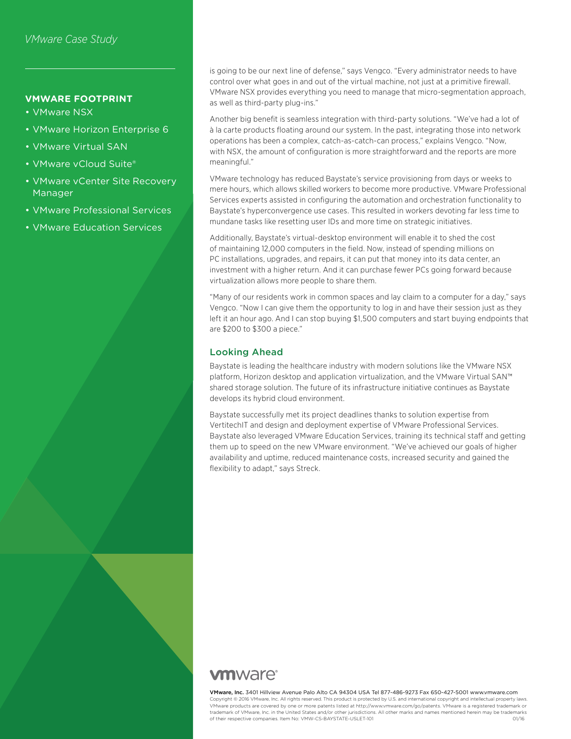## VMWARE FOOTPRINT

- VMware NSX
- VMware Horizon Enterprise 6
- VMware Virtual SAN
- VMware vCloud Suite®
- VMware vCenter Site Recovery Manager
- VMware Professional Services
- VMware Education Services

is going to be our next line of defense," says Vengco. "Every administrator needs to have control over what goes in and out of the virtual machine, not just at a primitive firewall. VMware NSX provides everything you need to manage that micro-segmentation approach, as well as third-party plug-ins."

Another big benefit is seamless integration with third-party solutions. "We've had a lot of à la carte products floating around our system. In the past, integrating those into network operations has been a complex, catch-as-catch-can process," explains Vengco. "Now, with NSX, the amount of configuration is more straightforward and the reports are more meaningful."

VMware technology has reduced Baystate's service provisioning from days or weeks to mere hours, which allows skilled workers to become more productive. VMware Professional Services experts assisted in configuring the automation and orchestration functionality to Baystate's hyperconvergence use cases. This resulted in workers devoting far less time to mundane tasks like resetting user IDs and more time on strategic initiatives.

Additionally, Baystate's virtual-desktop environment will enable it to shed the cost of maintaining 12,000 computers in the field. Now, instead of spending millions on PC installations, upgrades, and repairs, it can put that money into its data center, an investment with a higher return. And it can purchase fewer PCs going forward because virtualization allows more people to share them.

"Many of our residents work in common spaces and lay claim to a computer for a day," says Vengco. "Now I can give them the opportunity to log in and have their session just as they left it an hour ago. And I can stop buying $1,500 computers and start buying endpoints that are $200 to $300 a piece."

## Looking Ahead

Baystate is leading the healthcare industry with modern solutions like the VMware NSX platform, Horizon desktop and application virtualization, and the VMware Virtual SAN™ shared storage solution. The future of its infrastructure initiative continues as Baystate develops its hybrid cloud environment.

Baystate successfully met its project deadlines thanks to solution expertise from VertitechIT and design and deployment expertise of VMware Professional Services. Baystate also leveraged VMware Education Services, training its technical staff and getting them up to speed on the new VMware environment. "We've achieved our goals of higher availability and uptime, reduced maintenance costs, increased security and gained the flexibility to adapt," says Streck.

vmware®

**VMware, Inc.** 3401 Hillview Avenue Palo Alto CA 94304 USA Tel 877-486-9273 Fax 650-427-5001 www.vmware.com
Copyright © 2016 VMware, Inc. All rights reserved. This product is protected by U.S. and international copyright and intellectual property laws. VMware products are covered by one or more patents listed at http://www.vmware.com/go/patents. VMware is a registered trademark or trademark of VMware, Inc. in the United States and/or other jurisdictions. All other marks and names mentioned herein may be trademarks of their respective companies. Item No: VMW-CS-BAYSTATE-USLET-101 01/16